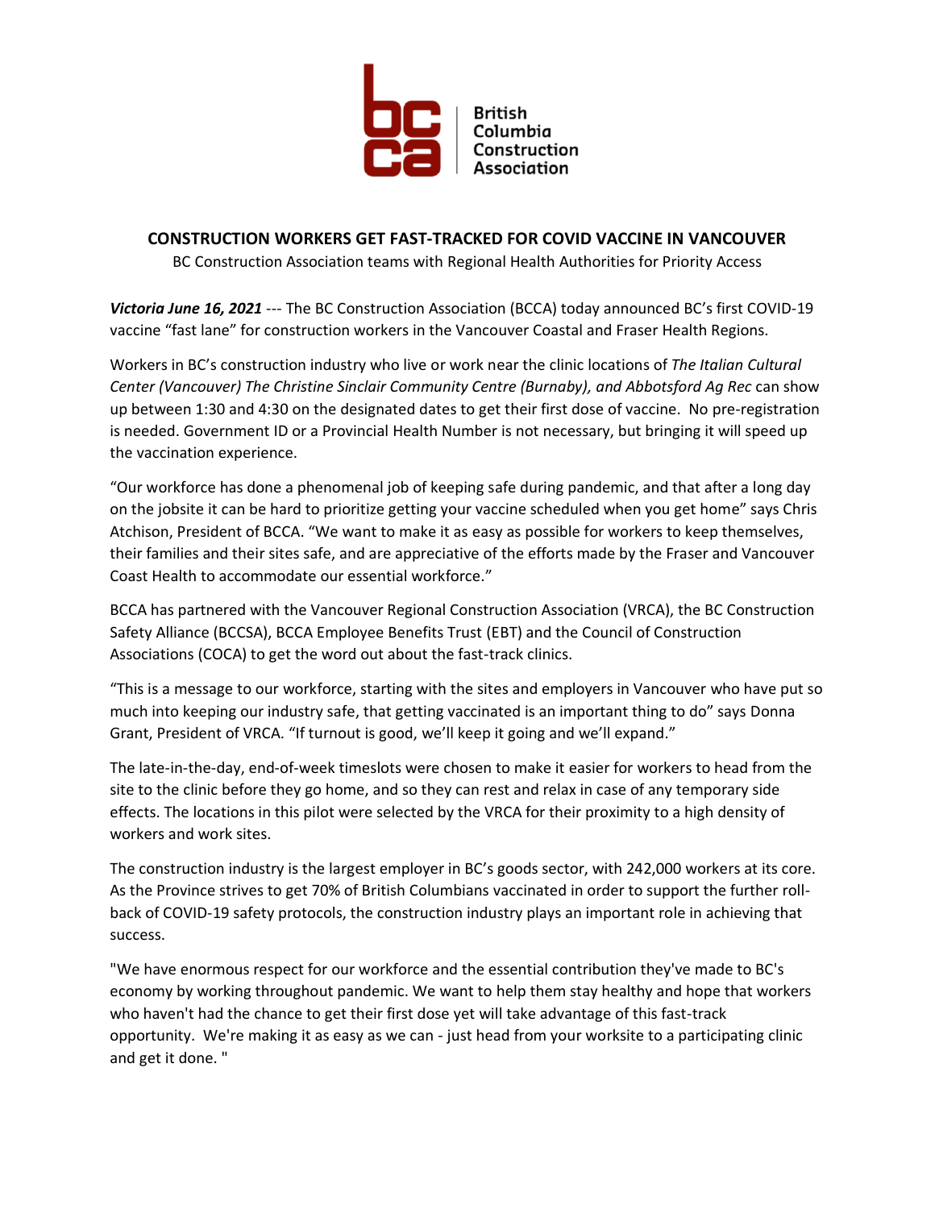British Columbia Construction Association

# CONSTRUCTION WORKERS GET FAST-TRACKED FOR COVID VACCINE IN VANCOUVER

BC Construction Association teams with Regional Health Authorities for Priority Access

***Victoria June 16, 2021*** --- The BC Construction Association (BCCA) today announced BC's first COVID-19 vaccine "fast lane" for construction workers in the Vancouver Coastal and Fraser Health Regions.

Workers in BC's construction industry who live or work near the clinic locations of *The Italian Cultural Center (Vancouver) The Christine Sinclair Community Centre (Burnaby), and Abbotsford Ag Rec* can show up between 1:30 and 4:30 on the designated dates to get their first dose of vaccine. No pre-registration is needed. Government ID or a Provincial Health Number is not necessary, but bringing it will speed up the vaccination experience.

"Our workforce has done a phenomenal job of keeping safe during pandemic, and that after a long day on the jobsite it can be hard to prioritize getting your vaccine scheduled when you get home" says Chris Atchison, President of BCCA. "We want to make it as easy as possible for workers to keep themselves, their families and their sites safe, and are appreciative of the efforts made by the Fraser and Vancouver Coast Health to accommodate our essential workforce."

BCCA has partnered with the Vancouver Regional Construction Association (VRCA), the BC Construction Safety Alliance (BCCSA), BCCA Employee Benefits Trust (EBT) and the Council of Construction Associations (COCA) to get the word out about the fast-track clinics.

"This is a message to our workforce, starting with the sites and employers in Vancouver who have put so much into keeping our industry safe, that getting vaccinated is an important thing to do" says Donna Grant, President of VRCA. "If turnout is good, we'll keep it going and we'll expand."

The late-in-the-day, end-of-week timeslots were chosen to make it easier for workers to head from the site to the clinic before they go home, and so they can rest and relax in case of any temporary side effects. The locations in this pilot were selected by the VRCA for their proximity to a high density of workers and work sites.

The construction industry is the largest employer in BC's goods sector, with 242,000 workers at its core. As the Province strives to get 70% of British Columbians vaccinated in order to support the further roll-back of COVID-19 safety protocols, the construction industry plays an important role in achieving that success.

"We have enormous respect for our workforce and the essential contribution they've made to BC's economy by working throughout pandemic. We want to help them stay healthy and hope that workers who haven't had the chance to get their first dose yet will take advantage of this fast-track opportunity. We're making it as easy as we can - just head from your worksite to a participating clinic and get it done. "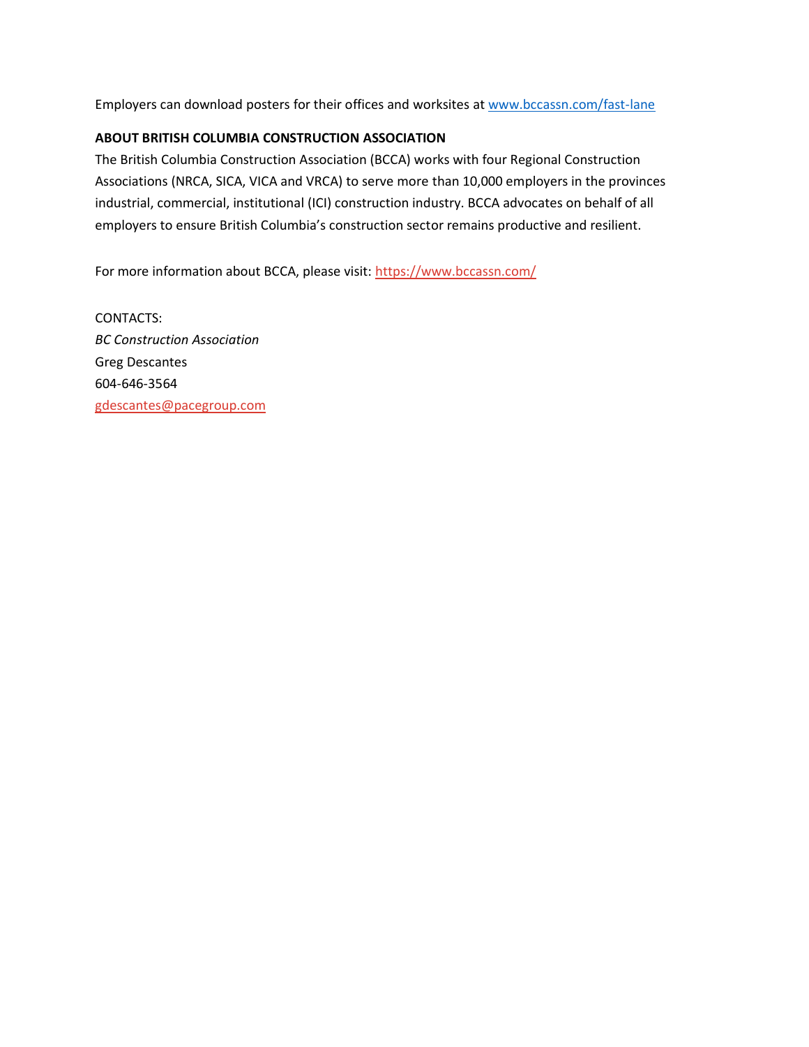Employers can download posters for their offices and worksites at www.bccassn.com/fast-lane

**ABOUT BRITISH COLUMBIA CONSTRUCTION ASSOCIATION**

The British Columbia Construction Association (BCCA) works with four Regional Construction Associations (NRCA, SICA, VICA and VRCA) to serve more than 10,000 employers in the provinces industrial, commercial, institutional (ICI) construction industry. BCCA advocates on behalf of all employers to ensure British Columbia's construction sector remains productive and resilient.

For more information about BCCA, please visit: https://www.bccassn.com/

CONTACTS:
*BC Construction Association*
Greg Descantes
604-646-3564
gdescantes@pacegroup.com